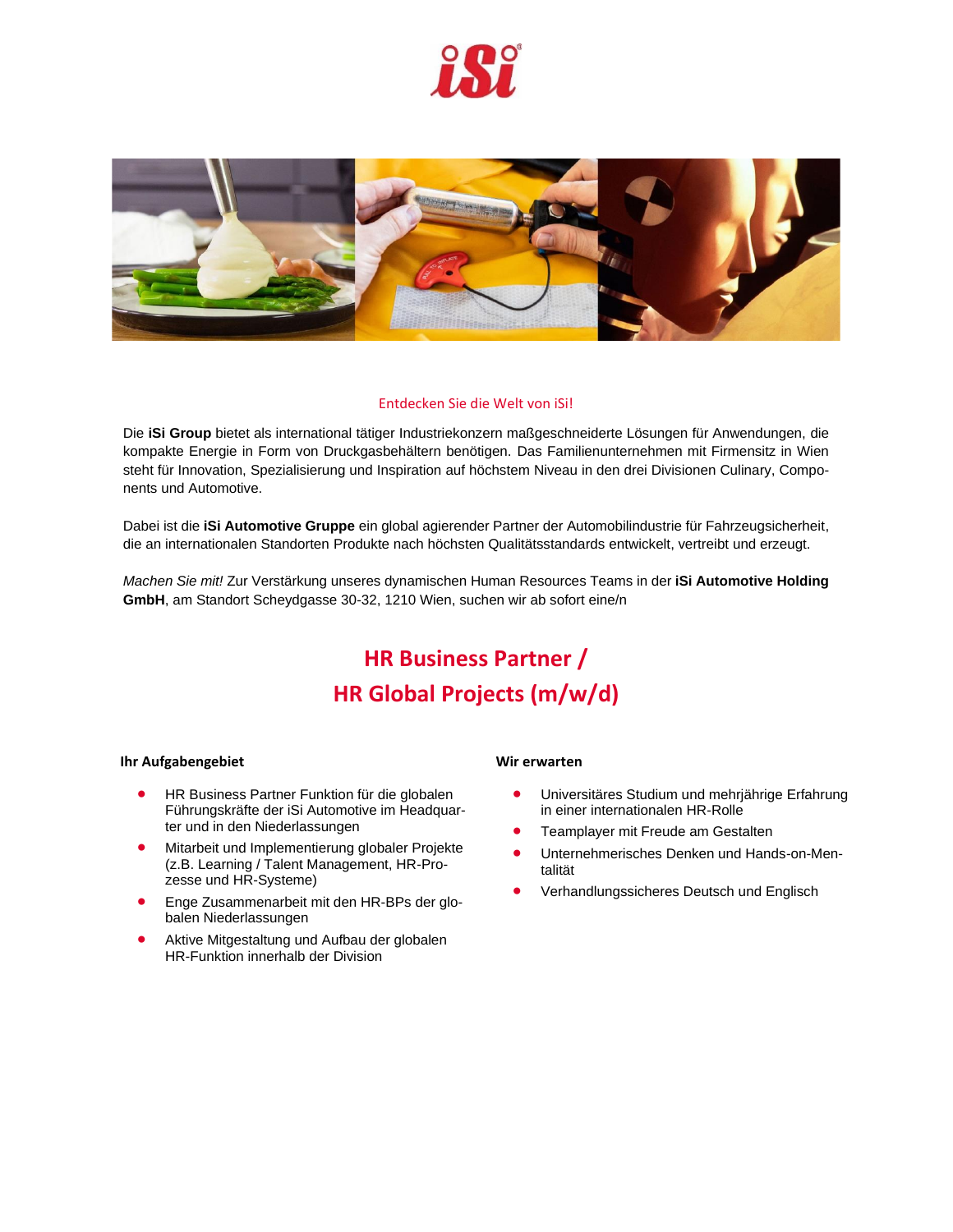Entdecken Sie die Welt von iSi!

Die **iSi Group** bietet als international tätiger Industriekonzern maßgeschneiderte Lösungen für Anwendungen, die kompakte Energie in Form von Druckgasbehältern benötigen. Das Familienunternehmen mit Firmensitz in Wien steht für Innovation, Spezialisierung und Inspiration auf höchstem Niveau in den drei Divisionen Culinary, Components und Automotive.

Dabei ist die **iSi Automotive Gruppe** ein global agierender Partner der Automobilindustrie für Fahrzeugsicherheit, die an internationalen Standorten Produkte nach höchsten Qualitätsstandards entwickelt, vertreibt und erzeugt.

*Machen Sie mit!* Zur Verstärkung unseres dynamischen Human Resources Teams in der **iSi Automotive Holding GmbH**, am Standort Scheydgasse 30-32, 1210 Wien, suchen wir ab sofort eine/n

# HR Business Partner / HR Global Projects (m/w/d)

### Ihr Aufgabengebiet

- HR Business Partner Funktion für die globalen Führungskräfte der iSi Automotive im Headquarter und in den Niederlassungen
- Mitarbeit und Implementierung globaler Projekte (z.B. Learning / Talent Management, HR-Prozesse und HR-Systeme)
- Enge Zusammenarbeit mit den HR-BPs der globalen Niederlassungen
- Aktive Mitgestaltung und Aufbau der globalen HR-Funktion innerhalb der Division

### Wir erwarten

- Universitäres Studium und mehrjährige Erfahrung in einer internationalen HR-Rolle
- Teamplayer mit Freude am Gestalten
- Unternehmerisches Denken und Hands-on-Mentalität
- Verhandlungssicheres Deutsch und Englisch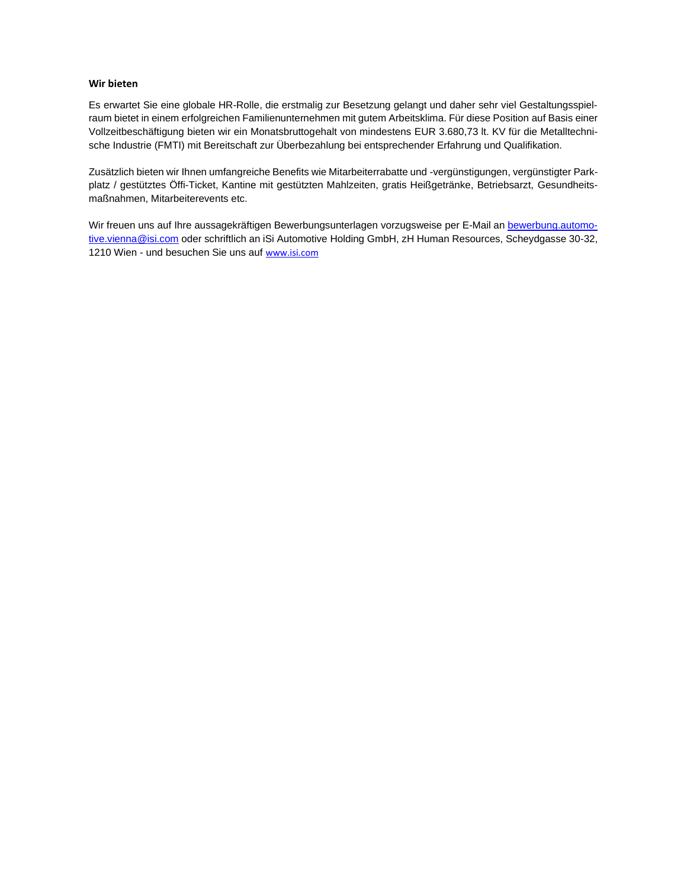**Wir bieten**

Es erwartet Sie eine globale HR-Rolle, die erstmalig zur Besetzung gelangt und daher sehr viel Gestaltungsspielraum bietet in einem erfolgreichen Familienunternehmen mit gutem Arbeitsklima. Für diese Position auf Basis einer Vollzeitbeschäftigung bieten wir ein Monatsbruttogehalt von mindestens EUR 3.680,73 lt. KV für die Metalltechnische Industrie (FMTI) mit Bereitschaft zur Überbezahlung bei entsprechender Erfahrung und Qualifikation.

Zusätzlich bieten wir Ihnen umfangreiche Benefits wie Mitarbeiterrabatte und -vergünstigungen, vergünstigter Parkplatz / gestütztes Öffi-Ticket, Kantine mit gestützten Mahlzeiten, gratis Heißgetränke, Betriebsarzt, Gesundheitsmaßnahmen, Mitarbeiterevents etc.

Wir freuen uns auf Ihre aussagekräftigen Bewerbungsunterlagen vorzugsweise per E-Mail an bewerbung.automotive.vienna@isi.com oder schriftlich an iSi Automotive Holding GmbH, zH Human Resources, Scheydgasse 30-32, 1210 Wien - und besuchen Sie uns auf www.isi.com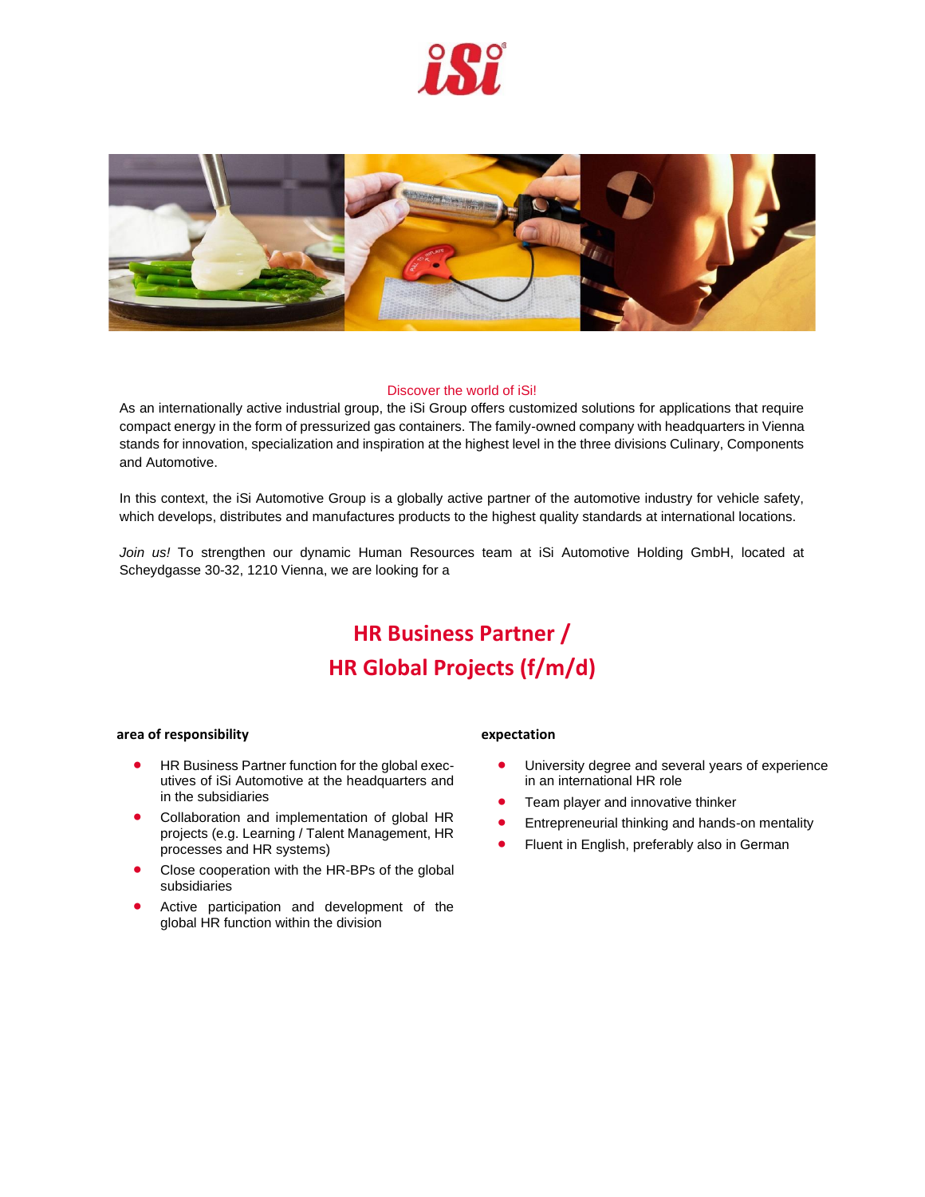Discover the world of iSi!

As an internationally active industrial group, the iSi Group offers customized solutions for applications that require compact energy in the form of pressurized gas containers. The family-owned company with headquarters in Vienna stands for innovation, specialization and inspiration at the highest level in the three divisions Culinary, Components and Automotive.

In this context, the iSi Automotive Group is a globally active partner of the automotive industry for vehicle safety, which develops, distributes and manufactures products to the highest quality standards at international locations.

*Join us!* To strengthen our dynamic Human Resources team at iSi Automotive Holding GmbH, located at Scheydgasse 30-32, 1210 Vienna, we are looking for a

# HR Business Partner / HR Global Projects (f/m/d)

**area of responsibility**

- HR Business Partner function for the global executives of iSi Automotive at the headquarters and in the subsidiaries
- Collaboration and implementation of global HR projects (e.g. Learning / Talent Management, HR processes and HR systems)
- Close cooperation with the HR-BPs of the global subsidiaries
- Active participation and development of the global HR function within the division

**expectation**

- University degree and several years of experience in an international HR role
- Team player and innovative thinker
- Entrepreneurial thinking and hands-on mentality
- Fluent in English, preferably also in German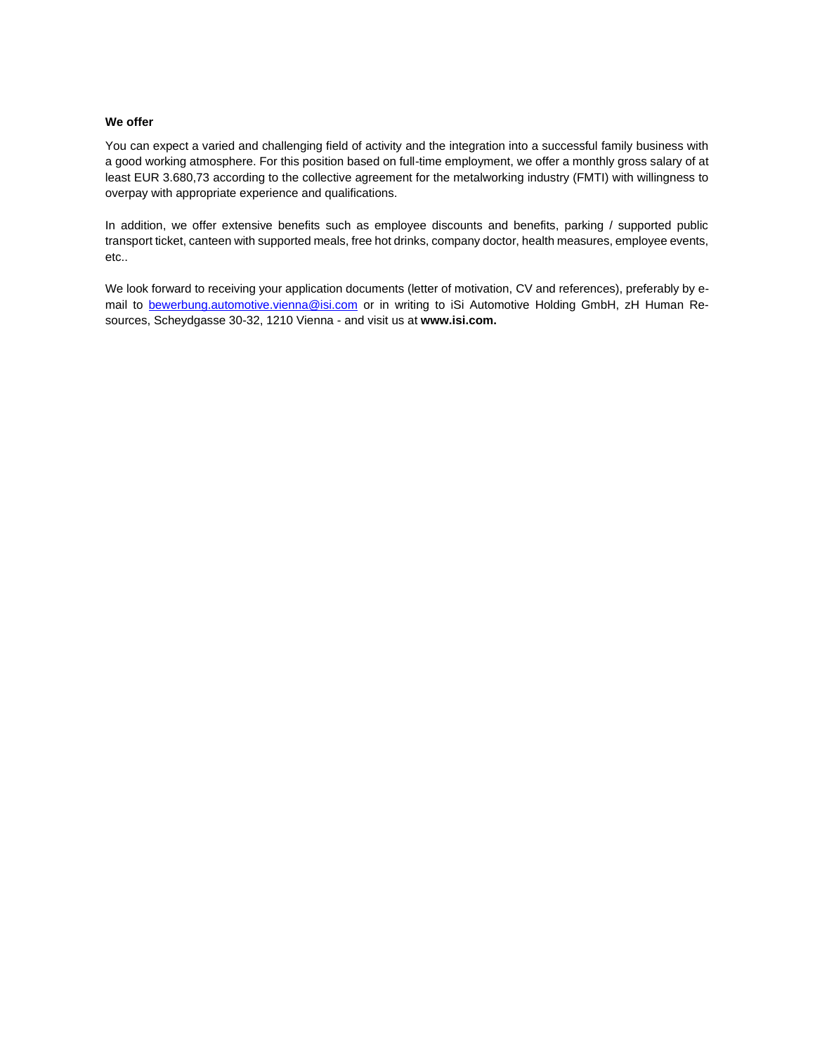**We offer**

You can expect a varied and challenging field of activity and the integration into a successful family business with a good working atmosphere. For this position based on full-time employment, we offer a monthly gross salary of at least EUR 3.680,73 according to the collective agreement for the metalworking industry (FMTI) with willingness to overpay with appropriate experience and qualifications.

In addition, we offer extensive benefits such as employee discounts and benefits, parking / supported public transport ticket, canteen with supported meals, free hot drinks, company doctor, health measures, employee events, etc..

We look forward to receiving your application documents (letter of motivation, CV and references), preferably by e-mail to bewerbung.automotive.vienna@isi.com or in writing to iSi Automotive Holding GmbH, zH Human Resources, Scheydgasse 30-32, 1210 Vienna - and visit us at **www.isi.com.**